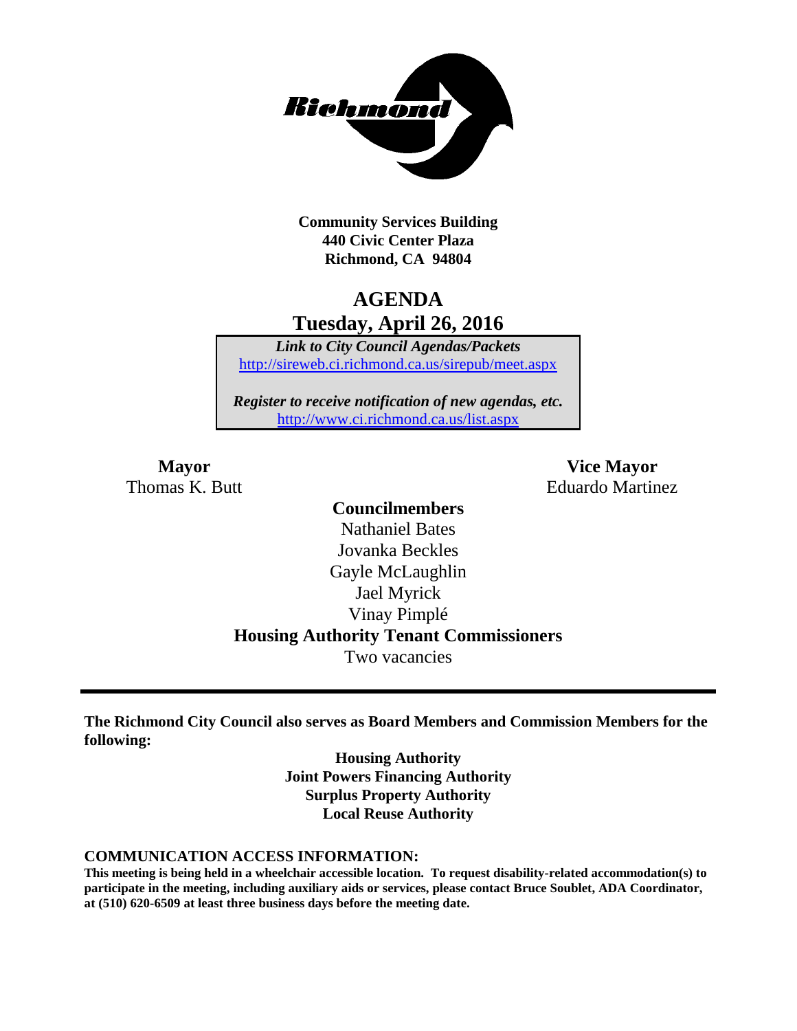**Community Services Building**
**440 Civic Center Plaza**
**Richmond, CA 94804**

# AGENDA

## Tuesday, April 26, 2016

*Link to City Council Agendas/Packets*
http://sireweb.ci.richmond.ca.us/sirepub/meet.aspx

*Register to receive notification of new agendas, etc.*
http://www.ci.richmond.ca.us/list.aspx

**Mayor**
Thomas K. Butt

**Vice Mayor**
Eduardo Martinez

**Councilmembers**
Nathaniel Bates
Jovanka Beckles
Gayle McLaughlin
Jael Myrick
Vinay Pimplé

**Housing Authority Tenant Commissioners**
Two vacancies

---

**The Richmond City Council also serves as Board Members and Commission Members for the following:**

**Housing Authority**
**Joint Powers Financing Authority**
**Surplus Property Authority**
**Local Reuse Authority**

### COMMUNICATION ACCESS INFORMATION:

**This meeting is being held in a wheelchair accessible location. To request disability-related accommodation(s) to participate in the meeting, including auxiliary aids or services, please contact Bruce Soublet, ADA Coordinator, at (510) 620-6509 at least three business days before the meeting date.**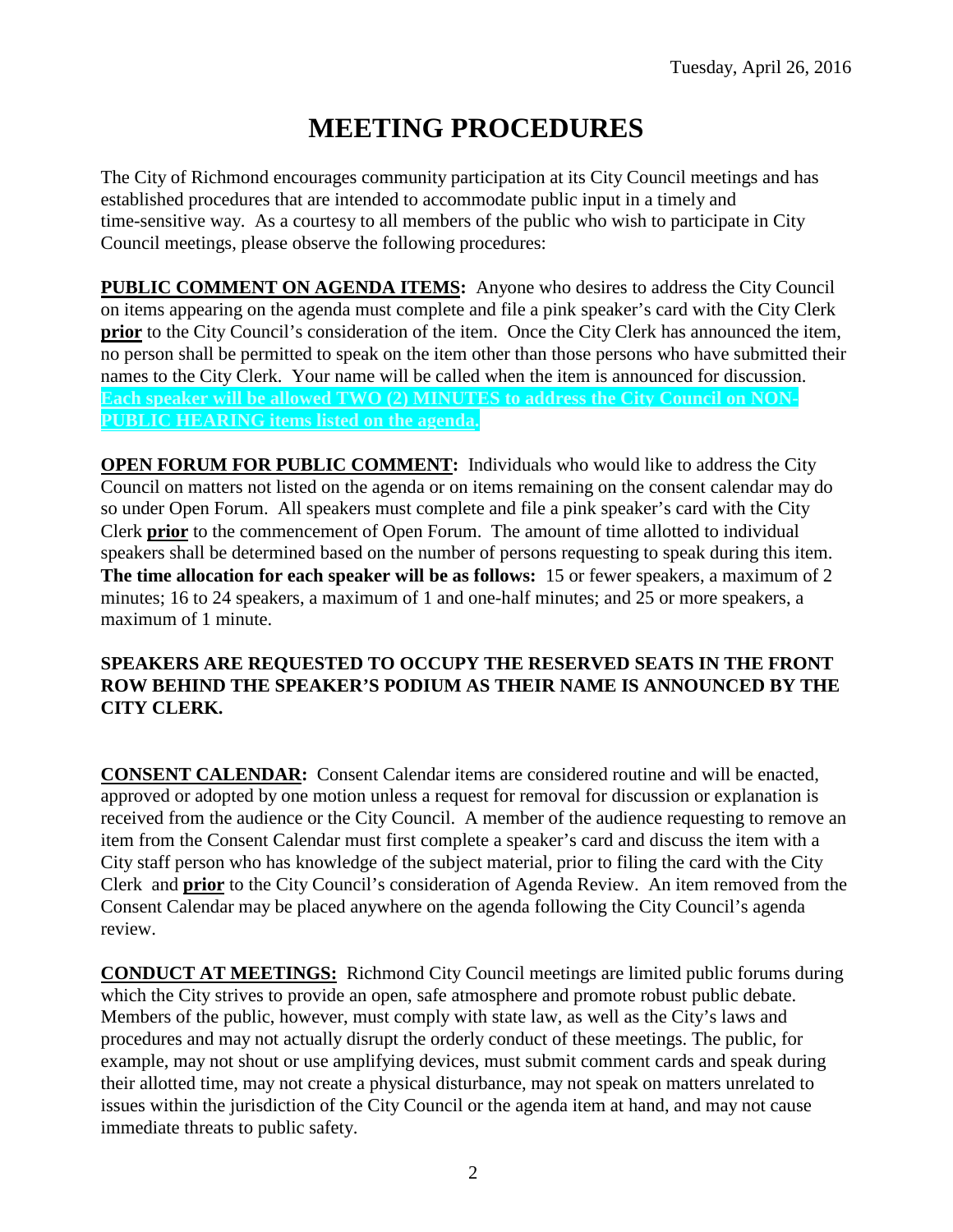Tuesday, April 26, 2016

# MEETING PROCEDURES

The City of Richmond encourages community participation at its City Council meetings and has established procedures that are intended to accommodate public input in a timely and time-sensitive way. As a courtesy to all members of the public who wish to participate in City Council meetings, please observe the following procedures:

**PUBLIC COMMENT ON AGENDA ITEMS:** Anyone who desires to address the City Council on items appearing on the agenda must complete and file a pink speaker's card with the City Clerk **prior** to the City Council's consideration of the item. Once the City Clerk has announced the item, no person shall be permitted to speak on the item other than those persons who have submitted their names to the City Clerk. Your name will be called when the item is announced for discussion. **Each speaker will be allowed TWO (2) MINUTES to address the City Council on NON-PUBLIC HEARING items listed on the agenda.**

**OPEN FORUM FOR PUBLIC COMMENT:** Individuals who would like to address the City Council on matters not listed on the agenda or on items remaining on the consent calendar may do so under Open Forum. All speakers must complete and file a pink speaker's card with the City Clerk **prior** to the commencement of Open Forum. The amount of time allotted to individual speakers shall be determined based on the number of persons requesting to speak during this item. **The time allocation for each speaker will be as follows:** 15 or fewer speakers, a maximum of 2 minutes; 16 to 24 speakers, a maximum of 1 and one-half minutes; and 25 or more speakers, a maximum of 1 minute.

**SPEAKERS ARE REQUESTED TO OCCUPY THE RESERVED SEATS IN THE FRONT ROW BEHIND THE SPEAKER'S PODIUM AS THEIR NAME IS ANNOUNCED BY THE CITY CLERK.**

**CONSENT CALENDAR:** Consent Calendar items are considered routine and will be enacted, approved or adopted by one motion unless a request for removal for discussion or explanation is received from the audience or the City Council. A member of the audience requesting to remove an item from the Consent Calendar must first complete a speaker's card and discuss the item with a City staff person who has knowledge of the subject material, prior to filing the card with the City Clerk and **prior** to the City Council's consideration of Agenda Review. An item removed from the Consent Calendar may be placed anywhere on the agenda following the City Council's agenda review.

**CONDUCT AT MEETINGS:** Richmond City Council meetings are limited public forums during which the City strives to provide an open, safe atmosphere and promote robust public debate. Members of the public, however, must comply with state law, as well as the City's laws and procedures and may not actually disrupt the orderly conduct of these meetings. The public, for example, may not shout or use amplifying devices, must submit comment cards and speak during their allotted time, may not create a physical disturbance, may not speak on matters unrelated to issues within the jurisdiction of the City Council or the agenda item at hand, and may not cause immediate threats to public safety.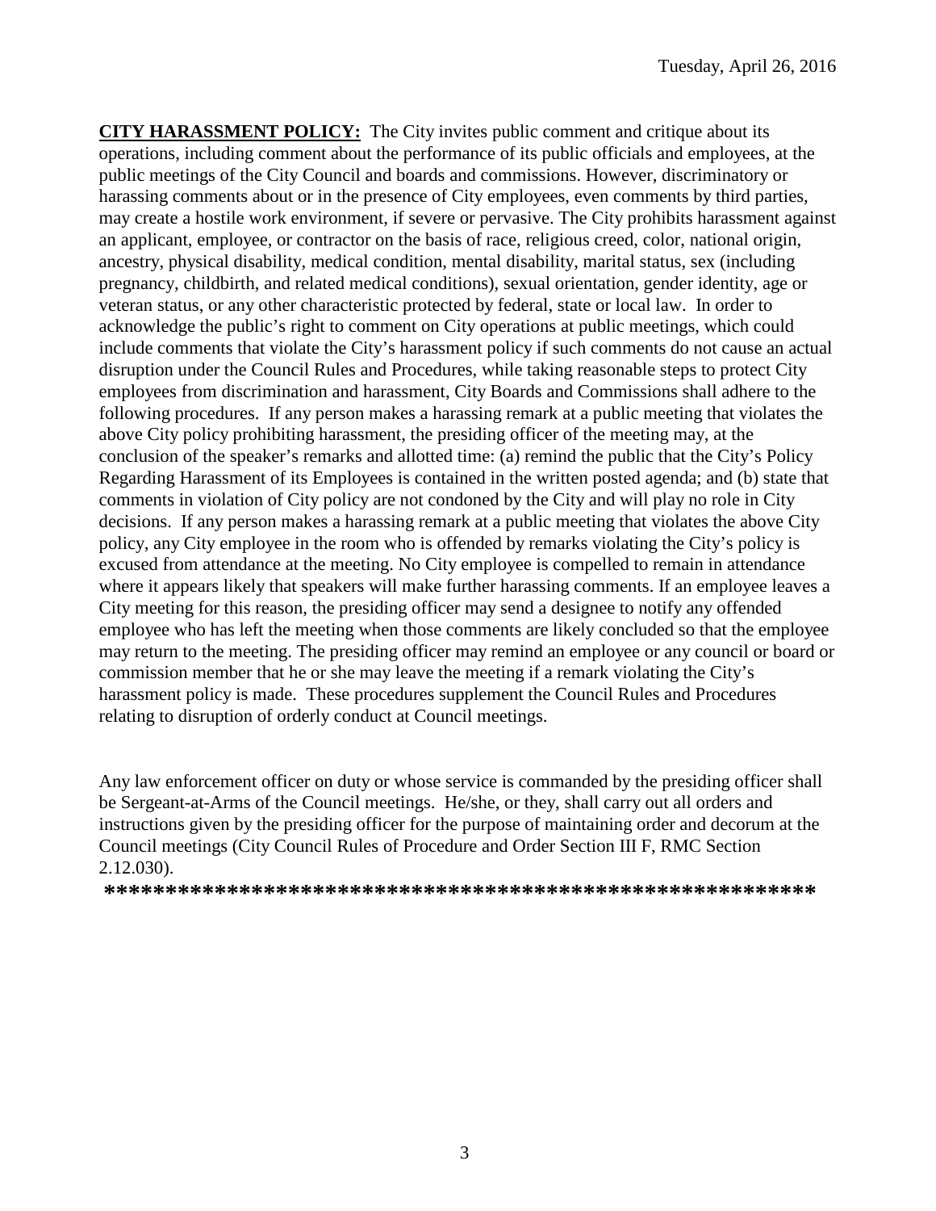**CITY HARASSMENT POLICY:** The City invites public comment and critique about its operations, including comment about the performance of its public officials and employees, at the public meetings of the City Council and boards and commissions. However, discriminatory or harassing comments about or in the presence of City employees, even comments by third parties, may create a hostile work environment, if severe or pervasive. The City prohibits harassment against an applicant, employee, or contractor on the basis of race, religious creed, color, national origin, ancestry, physical disability, medical condition, mental disability, marital status, sex (including pregnancy, childbirth, and related medical conditions), sexual orientation, gender identity, age or veteran status, or any other characteristic protected by federal, state or local law. In order to acknowledge the public's right to comment on City operations at public meetings, which could include comments that violate the City's harassment policy if such comments do not cause an actual disruption under the Council Rules and Procedures, while taking reasonable steps to protect City employees from discrimination and harassment, City Boards and Commissions shall adhere to the following procedures. If any person makes a harassing remark at a public meeting that violates the above City policy prohibiting harassment, the presiding officer of the meeting may, at the conclusion of the speaker's remarks and allotted time: (a) remind the public that the City's Policy Regarding Harassment of its Employees is contained in the written posted agenda; and (b) state that comments in violation of City policy are not condoned by the City and will play no role in City decisions. If any person makes a harassing remark at a public meeting that violates the above City policy, any City employee in the room who is offended by remarks violating the City's policy is excused from attendance at the meeting. No City employee is compelled to remain in attendance where it appears likely that speakers will make further harassing comments. If an employee leaves a City meeting for this reason, the presiding officer may send a designee to notify any offended employee who has left the meeting when those comments are likely concluded so that the employee may return to the meeting. The presiding officer may remind an employee or any council or board or commission member that he or she may leave the meeting if a remark violating the City's harassment policy is made. These procedures supplement the Council Rules and Procedures relating to disruption of orderly conduct at Council meetings.

Any law enforcement officer on duty or whose service is commanded by the presiding officer shall be Sergeant-at-Arms of the Council meetings. He/she, or they, shall carry out all orders and instructions given by the presiding officer for the purpose of maintaining order and decorum at the Council meetings (City Council Rules of Procedure and Order Section III F, RMC Section 2.12.030).

**************************************************************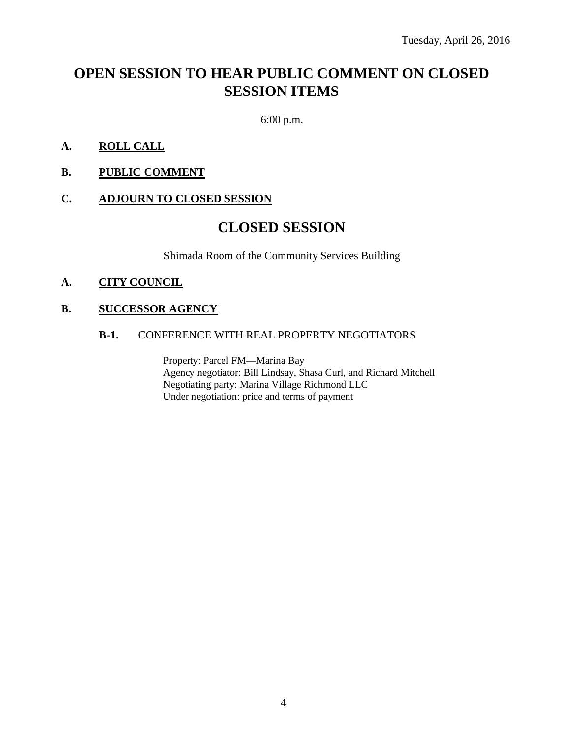Tuesday, April 26, 2016

# OPEN SESSION TO HEAR PUBLIC COMMENT ON CLOSED SESSION ITEMS

6:00 p.m.

**A. ROLL CALL**

**B. PUBLIC COMMENT**

**C. ADJOURN TO CLOSED SESSION**

# CLOSED SESSION

Shimada Room of the Community Services Building

**A. CITY COUNCIL**

**B. SUCCESSOR AGENCY**

**B-1.** CONFERENCE WITH REAL PROPERTY NEGOTIATORS

Property: Parcel FM—Marina Bay
Agency negotiator: Bill Lindsay, Shasa Curl, and Richard Mitchell
Negotiating party: Marina Village Richmond LLC
Under negotiation: price and terms of payment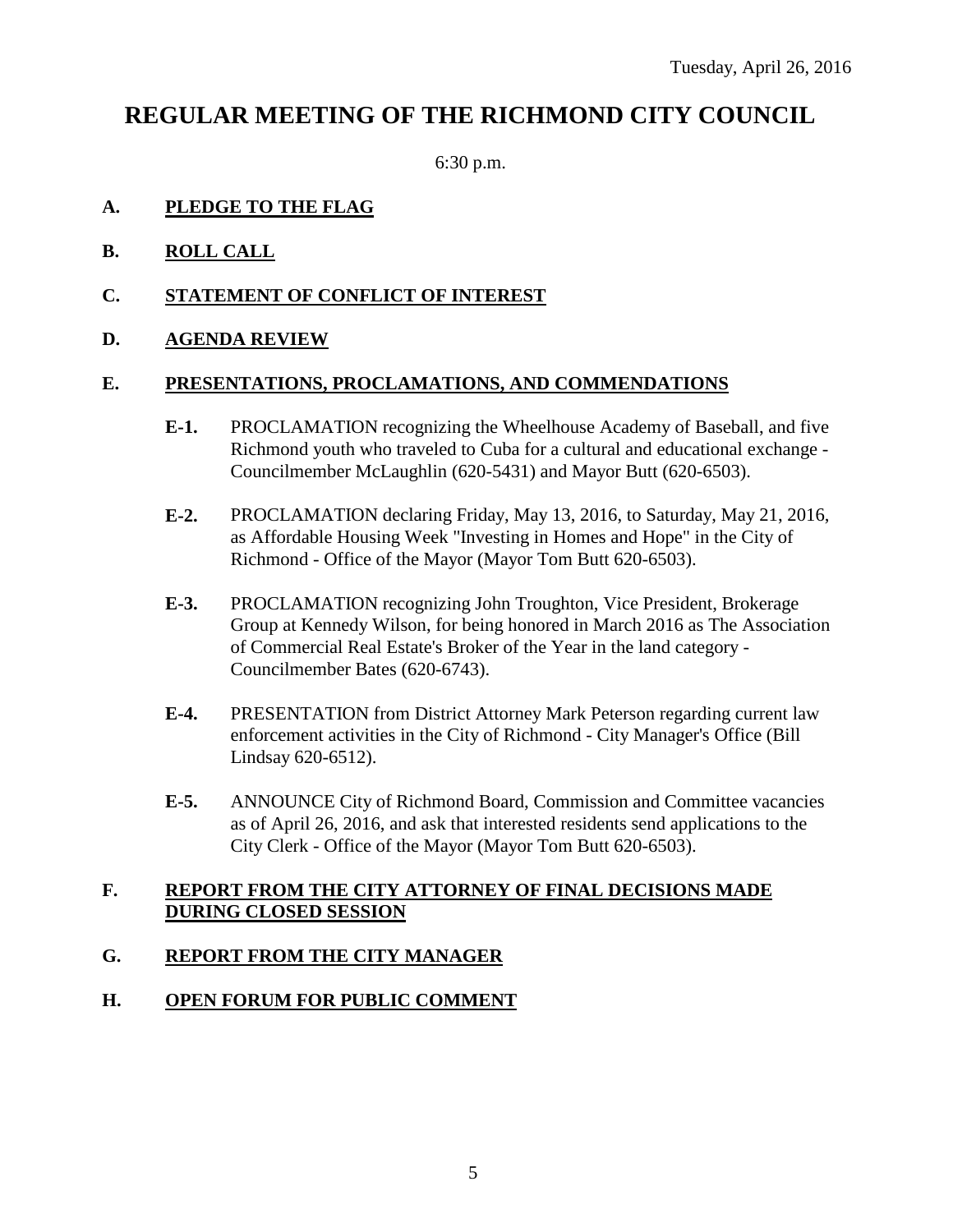Tuesday, April 26, 2016

# REGULAR MEETING OF THE RICHMOND CITY COUNCIL

6:30 p.m.

## A. PLEDGE TO THE FLAG

## B. ROLL CALL

## C. STATEMENT OF CONFLICT OF INTEREST

## D. AGENDA REVIEW

## E. PRESENTATIONS, PROCLAMATIONS, AND COMMENDATIONS

**E-1.** PROCLAMATION recognizing the Wheelhouse Academy of Baseball, and five Richmond youth who traveled to Cuba for a cultural and educational exchange - Councilmember McLaughlin (620-5431) and Mayor Butt (620-6503).

**E-2.** PROCLAMATION declaring Friday, May 13, 2016, to Saturday, May 21, 2016, as Affordable Housing Week "Investing in Homes and Hope" in the City of Richmond - Office of the Mayor (Mayor Tom Butt 620-6503).

**E-3.** PROCLAMATION recognizing John Troughton, Vice President, Brokerage Group at Kennedy Wilson, for being honored in March 2016 as The Association of Commercial Real Estate's Broker of the Year in the land category - Councilmember Bates (620-6743).

**E-4.** PRESENTATION from District Attorney Mark Peterson regarding current law enforcement activities in the City of Richmond - City Manager's Office (Bill Lindsay 620-6512).

**E-5.** ANNOUNCE City of Richmond Board, Commission and Committee vacancies as of April 26, 2016, and ask that interested residents send applications to the City Clerk - Office of the Mayor (Mayor Tom Butt 620-6503).

## F. REPORT FROM THE CITY ATTORNEY OF FINAL DECISIONS MADE DURING CLOSED SESSION

## G. REPORT FROM THE CITY MANAGER

## H. OPEN FORUM FOR PUBLIC COMMENT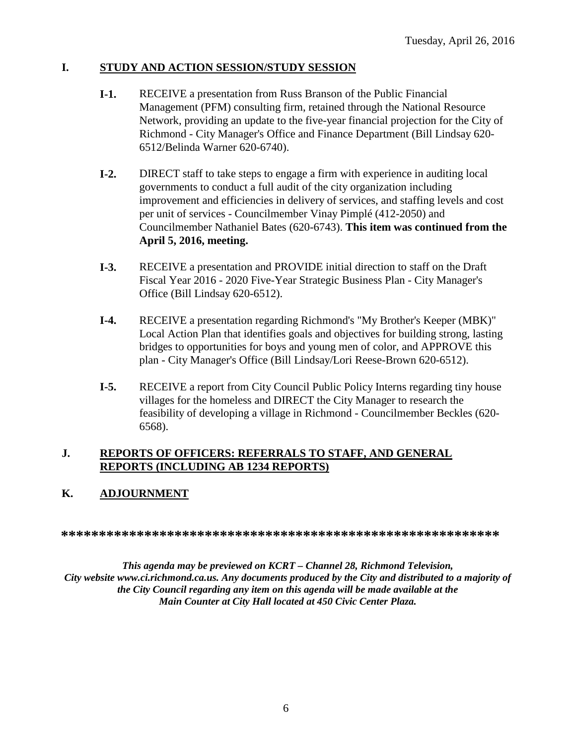Tuesday, April 26, 2016

## I. STUDY AND ACTION SESSION/STUDY SESSION

**I-1.** RECEIVE a presentation from Russ Branson of the Public Financial Management (PFM) consulting firm, retained through the National Resource Network, providing an update to the five-year financial projection for the City of Richmond - City Manager's Office and Finance Department (Bill Lindsay 620-6512/Belinda Warner 620-6740).

**I-2.** DIRECT staff to take steps to engage a firm with experience in auditing local governments to conduct a full audit of the city organization including improvement and efficiencies in delivery of services, and staffing levels and cost per unit of services - Councilmember Vinay Pimplé (412-2050) and Councilmember Nathaniel Bates (620-6743). **This item was continued from the April 5, 2016, meeting.**

**I-3.** RECEIVE a presentation and PROVIDE initial direction to staff on the Draft Fiscal Year 2016 - 2020 Five-Year Strategic Business Plan - City Manager's Office (Bill Lindsay 620-6512).

**I-4.** RECEIVE a presentation regarding Richmond's "My Brother's Keeper (MBK)" Local Action Plan that identifies goals and objectives for building strong, lasting bridges to opportunities for boys and young men of color, and APPROVE this plan - City Manager's Office (Bill Lindsay/Lori Reese-Brown 620-6512).

**I-5.** RECEIVE a report from City Council Public Policy Interns regarding tiny house villages for the homeless and DIRECT the City Manager to research the feasibility of developing a village in Richmond - Councilmember Beckles (620-6568).

## J. REPORTS OF OFFICERS: REFERRALS TO STAFF, AND GENERAL REPORTS (INCLUDING AB 1234 REPORTS)

## K. ADJOURNMENT

**********************************************************

***This agenda may be previewed on KCRT – Channel 28, Richmond Television, City website www.ci.richmond.ca.us. Any documents produced by the City and distributed to a majority of the City Council regarding any item on this agenda will be made available at the Main Counter at City Hall located at 450 Civic Center Plaza.***